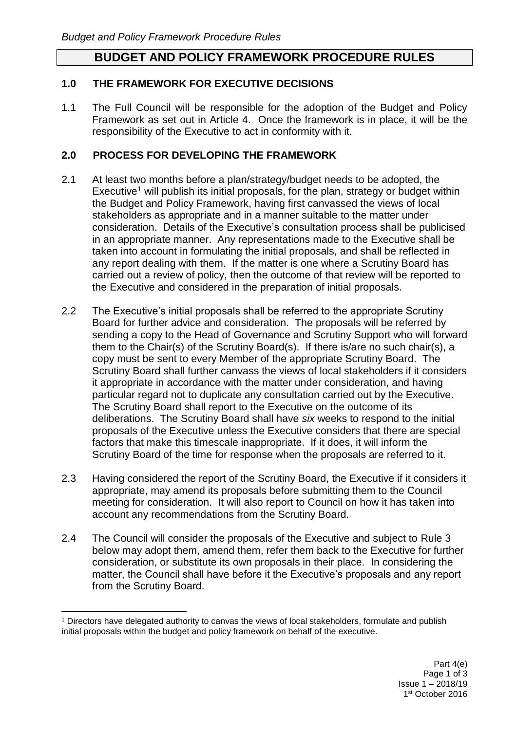# BUDGET AND POLICY FRAMEWORK PROCEDURE RULES

## 1.0 THE FRAMEWORK FOR EXECUTIVE DECISIONS

1.1 The Full Council will be responsible for the adoption of the Budget and Policy Framework as set out in Article 4. Once the framework is in place, it will be the responsibility of the Executive to act in conformity with it.

## 2.0 PROCESS FOR DEVELOPING THE FRAMEWORK

2.1 At least two months before a plan/strategy/budget needs to be adopted, the Executive[1] will publish its initial proposals, for the plan, strategy or budget within the Budget and Policy Framework, having first canvassed the views of local stakeholders as appropriate and in a manner suitable to the matter under consideration. Details of the Executive's consultation process shall be publicised in an appropriate manner. Any representations made to the Executive shall be taken into account in formulating the initial proposals, and shall be reflected in any report dealing with them. If the matter is one where a Scrutiny Board has carried out a review of policy, then the outcome of that review will be reported to the Executive and considered in the preparation of initial proposals.

2.2 The Executive's initial proposals shall be referred to the appropriate Scrutiny Board for further advice and consideration. The proposals will be referred by sending a copy to the Head of Governance and Scrutiny Support who will forward them to the Chair(s) of the Scrutiny Board(s). If there is/are no such chair(s), a copy must be sent to every Member of the appropriate Scrutiny Board. The Scrutiny Board shall further canvass the views of local stakeholders if it considers it appropriate in accordance with the matter under consideration, and having particular regard not to duplicate any consultation carried out by the Executive. The Scrutiny Board shall report to the Executive on the outcome of its deliberations. The Scrutiny Board shall have *six* weeks to respond to the initial proposals of the Executive unless the Executive considers that there are special factors that make this timescale inappropriate. If it does, it will inform the Scrutiny Board of the time for response when the proposals are referred to it.

2.3 Having considered the report of the Scrutiny Board, the Executive if it considers it appropriate, may amend its proposals before submitting them to the Council meeting for consideration. It will also report to Council on how it has taken into account any recommendations from the Scrutiny Board.

2.4 The Council will consider the proposals of the Executive and subject to Rule 3 below may adopt them, amend them, refer them back to the Executive for further consideration, or substitute its own proposals in their place. In considering the matter, the Council shall have before it the Executive's proposals and any report from the Scrutiny Board.

---

[1] Directors have delegated authority to canvas the views of local stakeholders, formulate and publish initial proposals within the budget and policy framework on behalf of the executive.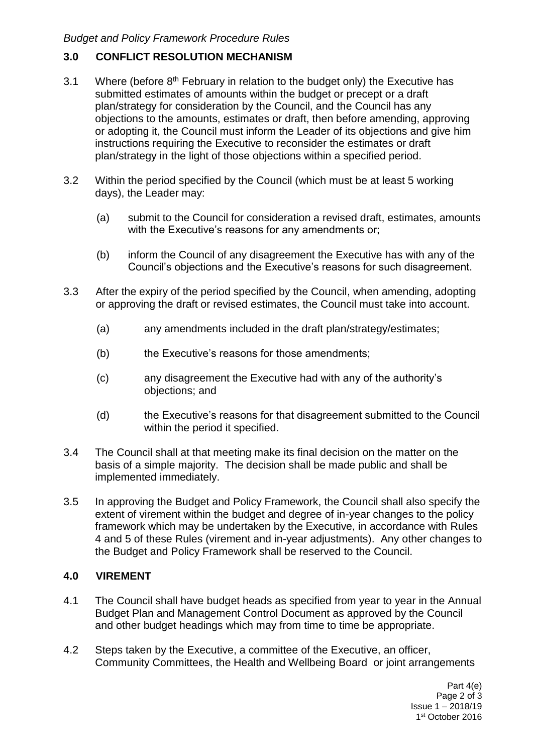## 3.0 CONFLICT RESOLUTION MECHANISM

3.1 Where (before 8th February in relation to the budget only) the Executive has submitted estimates of amounts within the budget or precept or a draft plan/strategy for consideration by the Council, and the Council has any objections to the amounts, estimates or draft, then before amending, approving or adopting it, the Council must inform the Leader of its objections and give him instructions requiring the Executive to reconsider the estimates or draft plan/strategy in the light of those objections within a specified period.

3.2 Within the period specified by the Council (which must be at least 5 working days), the Leader may:

(a) submit to the Council for consideration a revised draft, estimates, amounts with the Executive's reasons for any amendments or;

(b) inform the Council of any disagreement the Executive has with any of the Council's objections and the Executive's reasons for such disagreement.

3.3 After the expiry of the period specified by the Council, when amending, adopting or approving the draft or revised estimates, the Council must take into account.

(a) any amendments included in the draft plan/strategy/estimates;

(b) the Executive's reasons for those amendments;

(c) any disagreement the Executive had with any of the authority's objections; and

(d) the Executive's reasons for that disagreement submitted to the Council within the period it specified.

3.4 The Council shall at that meeting make its final decision on the matter on the basis of a simple majority. The decision shall be made public and shall be implemented immediately.

3.5 In approving the Budget and Policy Framework, the Council shall also specify the extent of virement within the budget and degree of in-year changes to the policy framework which may be undertaken by the Executive, in accordance with Rules 4 and 5 of these Rules (virement and in-year adjustments). Any other changes to the Budget and Policy Framework shall be reserved to the Council.

## 4.0 VIREMENT

4.1 The Council shall have budget heads as specified from year to year in the Annual Budget Plan and Management Control Document as approved by the Council and other budget headings which may from time to time be appropriate.

4.2 Steps taken by the Executive, a committee of the Executive, an officer, Community Committees, the Health and Wellbeing Board or joint arrangements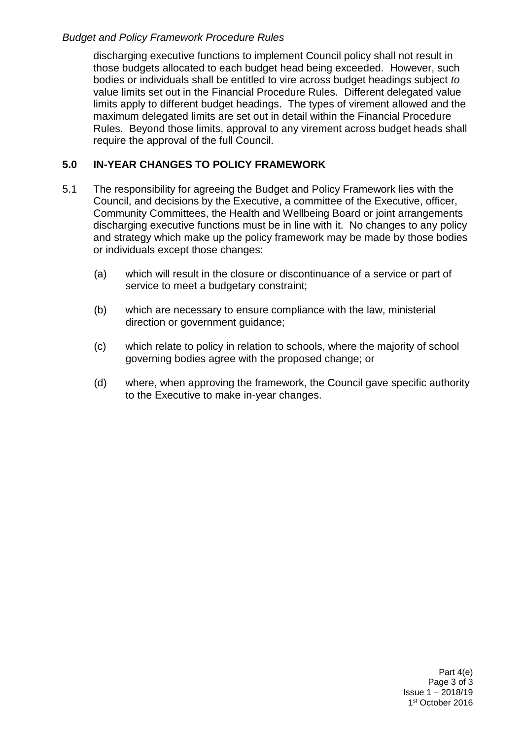discharging executive functions to implement Council policy shall not result in those budgets allocated to each budget head being exceeded. However, such bodies or individuals shall be entitled to vire across budget headings subject *to* value limits set out in the Financial Procedure Rules. Different delegated value limits apply to different budget headings. The types of virement allowed and the maximum delegated limits are set out in detail within the Financial Procedure Rules. Beyond those limits, approval to any virement across budget heads shall require the approval of the full Council.

## 5.0 IN-YEAR CHANGES TO POLICY FRAMEWORK

5.1 The responsibility for agreeing the Budget and Policy Framework lies with the Council, and decisions by the Executive, a committee of the Executive, officer, Community Committees, the Health and Wellbeing Board or joint arrangements discharging executive functions must be in line with it. No changes to any policy and strategy which make up the policy framework may be made by those bodies or individuals except those changes:

(a) which will result in the closure or discontinuance of a service or part of service to meet a budgetary constraint;

(b) which are necessary to ensure compliance with the law, ministerial direction or government guidance;

(c) which relate to policy in relation to schools, where the majority of school governing bodies agree with the proposed change; or

(d) where, when approving the framework, the Council gave specific authority to the Executive to make in-year changes.